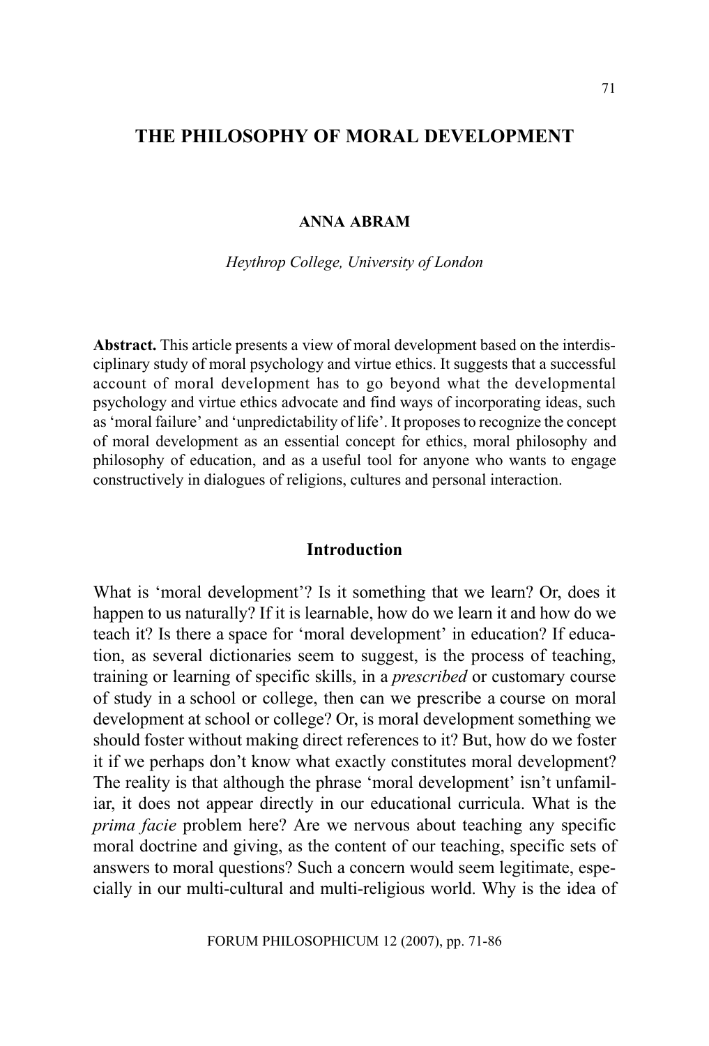# THE PHILOSOPHY OF MORAL DEVELOPMENT

**ANNA ABRAM**

*Heythrop College, University of London*

**Abstract.** This article presents a view of moral development based on the interdisciplinary study of moral psychology and virtue ethics. It suggests that a successful account of moral development has to go beyond what the developmental psychology and virtue ethics advocate and find ways of incorporating ideas, such as 'moral failure' and 'unpredictability of life'. It proposes to recognize the concept of moral development as an essential concept for ethics, moral philosophy and philosophy of education, and as a useful tool for anyone who wants to engage constructively in dialogues of religions, cultures and personal interaction.

## Introduction

What is 'moral development'? Is it something that we learn? Or, does it happen to us naturally? If it is learnable, how do we learn it and how do we teach it? Is there a space for 'moral development' in education? If education, as several dictionaries seem to suggest, is the process of teaching, training or learning of specific skills, in a *prescribed* or customary course of study in a school or college, then can we prescribe a course on moral development at school or college? Or, is moral development something we should foster without making direct references to it? But, how do we foster it if we perhaps don't know what exactly constitutes moral development? The reality is that although the phrase 'moral development' isn't unfamiliar, it does not appear directly in our educational curricula. What is the *prima facie* problem here? Are we nervous about teaching any specific moral doctrine and giving, as the content of our teaching, specific sets of answers to moral questions? Such a concern would seem legitimate, especially in our multi-cultural and multi-religious world. Why is the idea of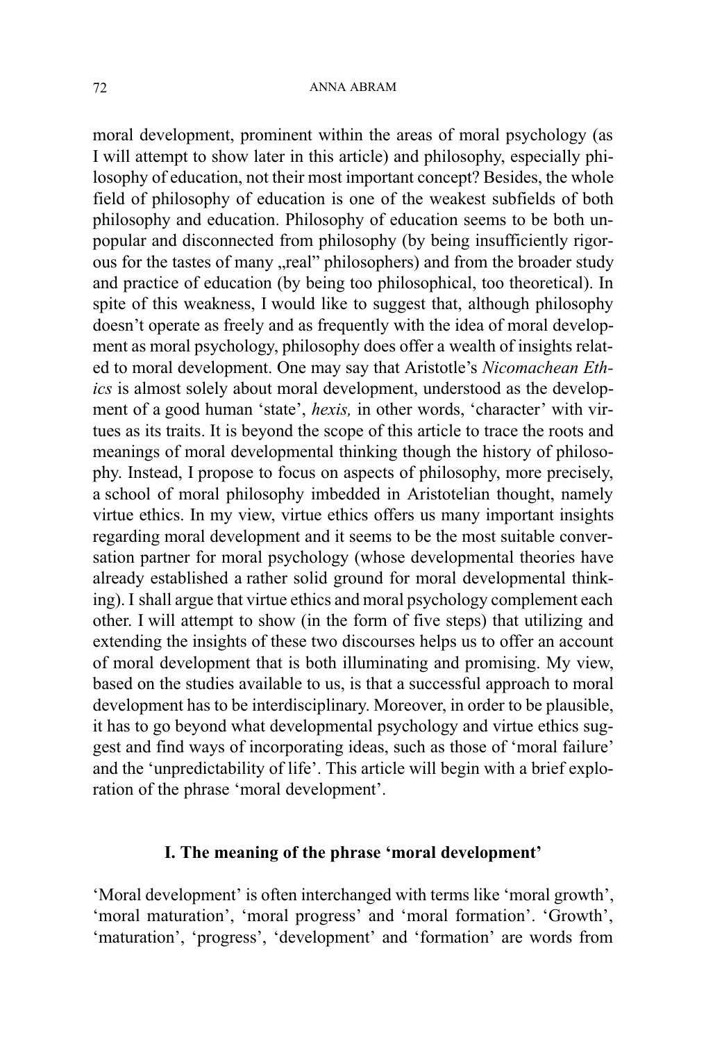moral development, prominent within the areas of moral psychology (as I will attempt to show later in this article) and philosophy, especially philosophy of education, not their most important concept? Besides, the whole field of philosophy of education is one of the weakest subfields of both philosophy and education. Philosophy of education seems to be both unpopular and disconnected from philosophy (by being insufficiently rigorous for the tastes of many „real" philosophers) and from the broader study and practice of education (by being too philosophical, too theoretical). In spite of this weakness, I would like to suggest that, although philosophy doesn't operate as freely and as frequently with the idea of moral development as moral psychology, philosophy does offer a wealth of insights related to moral development. One may say that Aristotle's *Nicomachean Ethics* is almost solely about moral development, understood as the development of a good human 'state', *hexis,* in other words, 'character' with virtues as its traits. It is beyond the scope of this article to trace the roots and meanings of moral developmental thinking though the history of philosophy. Instead, I propose to focus on aspects of philosophy, more precisely, a school of moral philosophy imbedded in Aristotelian thought, namely virtue ethics. In my view, virtue ethics offers us many important insights regarding moral development and it seems to be the most suitable conversation partner for moral psychology (whose developmental theories have already established a rather solid ground for moral developmental thinking). I shall argue that virtue ethics and moral psychology complement each other. I will attempt to show (in the form of five steps) that utilizing and extending the insights of these two discourses helps us to offer an account of moral development that is both illuminating and promising. My view, based on the studies available to us, is that a successful approach to moral development has to be interdisciplinary. Moreover, in order to be plausible, it has to go beyond what developmental psychology and virtue ethics suggest and find ways of incorporating ideas, such as those of 'moral failure' and the 'unpredictability of life'. This article will begin with a brief exploration of the phrase 'moral development'.

## I. The meaning of the phrase 'moral development'

'Moral development' is often interchanged with terms like 'moral growth', 'moral maturation', 'moral progress' and 'moral formation'. 'Growth', 'maturation', 'progress', 'development' and 'formation' are words from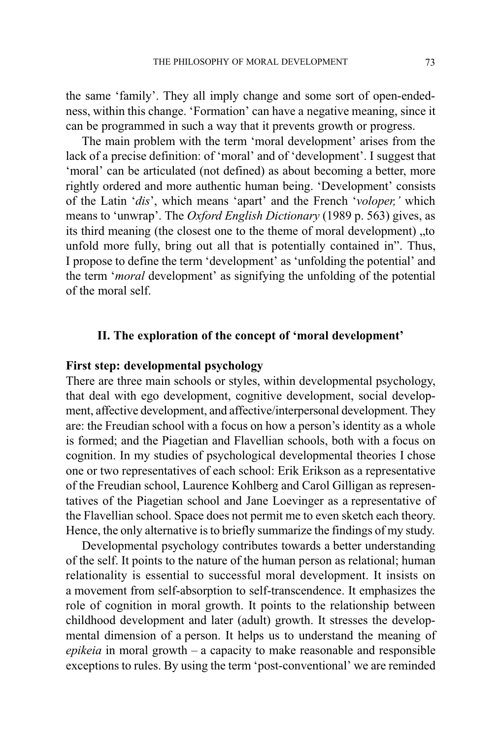the same 'family'. They all imply change and some sort of open-endedness, within this change. 'Formation' can have a negative meaning, since it can be programmed in such a way that it prevents growth or progress.

The main problem with the term 'moral development' arises from the lack of a precise definition: of 'moral' and of 'development'. I suggest that 'moral' can be articulated (not defined) as about becoming a better, more rightly ordered and more authentic human being. 'Development' consists of the Latin '*dis*', which means 'apart' and the French '*voloper,'* which means to 'unwrap'. The *Oxford English Dictionary* (1989 p. 563) gives, as its third meaning (the closest one to the theme of moral development) „to unfold more fully, bring out all that is potentially contained in". Thus, I propose to define the term 'development' as 'unfolding the potential' and the term '*moral* development' as signifying the unfolding of the potential of the moral self.

## II. The exploration of the concept of 'moral development'

### First step: developmental psychology

There are three main schools or styles, within developmental psychology, that deal with ego development, cognitive development, social development, affective development, and affective/interpersonal development. They are: the Freudian school with a focus on how a person's identity as a whole is formed; and the Piagetian and Flavellian schools, both with a focus on cognition. In my studies of psychological developmental theories I chose one or two representatives of each school: Erik Erikson as a representative of the Freudian school, Laurence Kohlberg and Carol Gilligan as representatives of the Piagetian school and Jane Loevinger as a representative of the Flavellian school. Space does not permit me to even sketch each theory. Hence, the only alternative is to briefly summarize the findings of my study.

Developmental psychology contributes towards a better understanding of the self. It points to the nature of the human person as relational; human relationality is essential to successful moral development. It insists on a movement from self-absorption to self-transcendence. It emphasizes the role of cognition in moral growth. It points to the relationship between childhood development and later (adult) growth. It stresses the developmental dimension of a person. It helps us to understand the meaning of *epikeia* in moral growth – a capacity to make reasonable and responsible exceptions to rules. By using the term 'post-conventional' we are reminded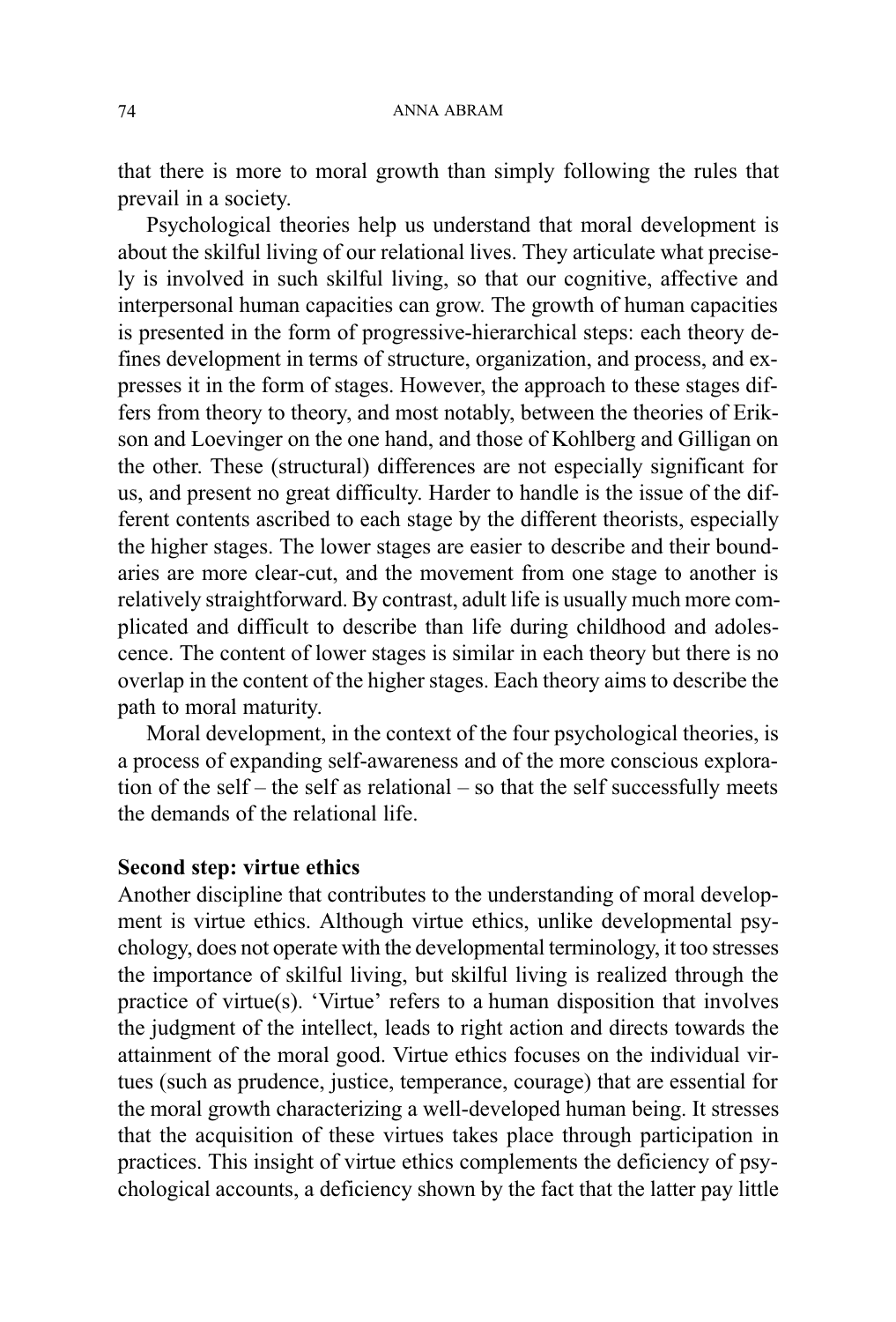that there is more to moral growth than simply following the rules that prevail in a society.

Psychological theories help us understand that moral development is about the skilful living of our relational lives. They articulate what precisely is involved in such skilful living, so that our cognitive, affective and interpersonal human capacities can grow. The growth of human capacities is presented in the form of progressive-hierarchical steps: each theory defines development in terms of structure, organization, and process, and expresses it in the form of stages. However, the approach to these stages differs from theory to theory, and most notably, between the theories of Erikson and Loevinger on the one hand, and those of Kohlberg and Gilligan on the other. These (structural) differences are not especially significant for us, and present no great difficulty. Harder to handle is the issue of the different contents ascribed to each stage by the different theorists, especially the higher stages. The lower stages are easier to describe and their boundaries are more clear-cut, and the movement from one stage to another is relatively straightforward. By contrast, adult life is usually much more complicated and difficult to describe than life during childhood and adolescence. The content of lower stages is similar in each theory but there is no overlap in the content of the higher stages. Each theory aims to describe the path to moral maturity.

Moral development, in the context of the four psychological theories, is a process of expanding self-awareness and of the more conscious exploration of the self – the self as relational – so that the self successfully meets the demands of the relational life.

**Second step: virtue ethics**

Another discipline that contributes to the understanding of moral development is virtue ethics. Although virtue ethics, unlike developmental psychology, does not operate with the developmental terminology, it too stresses the importance of skilful living, but skilful living is realized through the practice of virtue(s). 'Virtue' refers to a human disposition that involves the judgment of the intellect, leads to right action and directs towards the attainment of the moral good. Virtue ethics focuses on the individual virtues (such as prudence, justice, temperance, courage) that are essential for the moral growth characterizing a well-developed human being. It stresses that the acquisition of these virtues takes place through participation in practices. This insight of virtue ethics complements the deficiency of psychological accounts, a deficiency shown by the fact that the latter pay little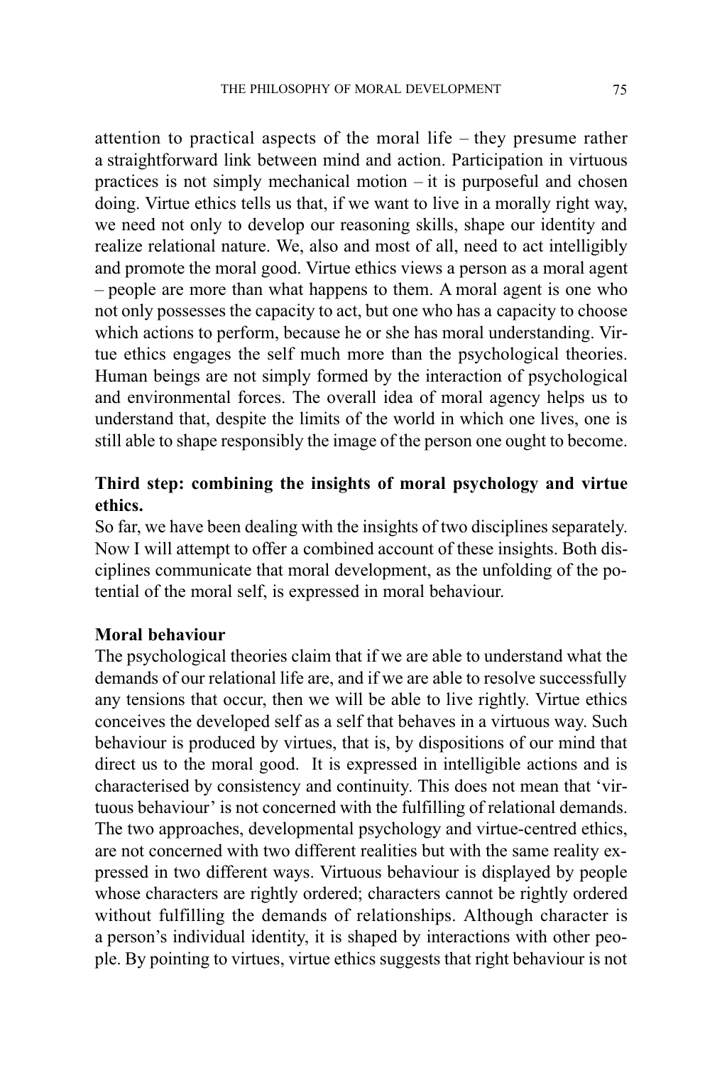attention to practical aspects of the moral life – they presume rather a straightforward link between mind and action. Participation in virtuous practices is not simply mechanical motion – it is purposeful and chosen doing. Virtue ethics tells us that, if we want to live in a morally right way, we need not only to develop our reasoning skills, shape our identity and realize relational nature. We, also and most of all, need to act intelligibly and promote the moral good. Virtue ethics views a person as a moral agent – people are more than what happens to them. A moral agent is one who not only possesses the capacity to act, but one who has a capacity to choose which actions to perform, because he or she has moral understanding. Virtue ethics engages the self much more than the psychological theories. Human beings are not simply formed by the interaction of psychological and environmental forces. The overall idea of moral agency helps us to understand that, despite the limits of the world in which one lives, one is still able to shape responsibly the image of the person one ought to become.

**Third step: combining the insights of moral psychology and virtue ethics.**

So far, we have been dealing with the insights of two disciplines separately. Now I will attempt to offer a combined account of these insights. Both disciplines communicate that moral development, as the unfolding of the potential of the moral self, is expressed in moral behaviour.

**Moral behaviour**

The psychological theories claim that if we are able to understand what the demands of our relational life are, and if we are able to resolve successfully any tensions that occur, then we will be able to live rightly. Virtue ethics conceives the developed self as a self that behaves in a virtuous way. Such behaviour is produced by virtues, that is, by dispositions of our mind that direct us to the moral good. It is expressed in intelligible actions and is characterised by consistency and continuity. This does not mean that 'virtuous behaviour' is not concerned with the fulfilling of relational demands. The two approaches, developmental psychology and virtue-centred ethics, are not concerned with two different realities but with the same reality expressed in two different ways. Virtuous behaviour is displayed by people whose characters are rightly ordered; characters cannot be rightly ordered without fulfilling the demands of relationships. Although character is a person's individual identity, it is shaped by interactions with other people. By pointing to virtues, virtue ethics suggests that right behaviour is not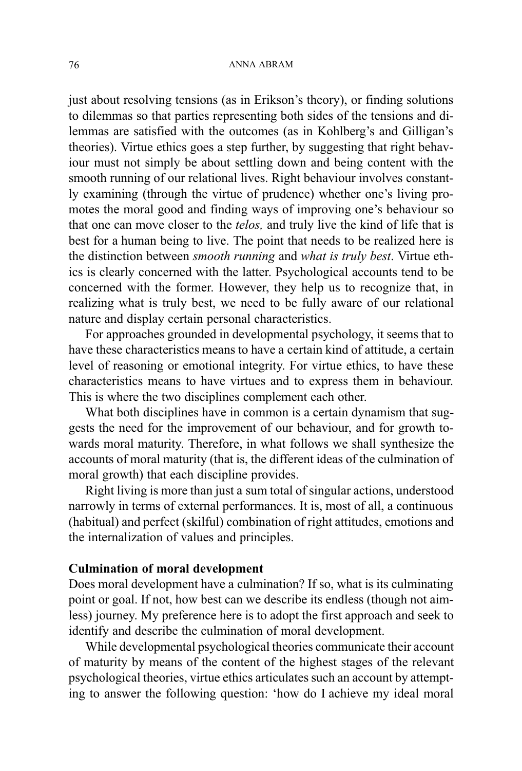just about resolving tensions (as in Erikson's theory), or finding solutions to dilemmas so that parties representing both sides of the tensions and dilemmas are satisfied with the outcomes (as in Kohlberg's and Gilligan's theories). Virtue ethics goes a step further, by suggesting that right behaviour must not simply be about settling down and being content with the smooth running of our relational lives. Right behaviour involves constantly examining (through the virtue of prudence) whether one's living promotes the moral good and finding ways of improving one's behaviour so that one can move closer to the *telos,* and truly live the kind of life that is best for a human being to live. The point that needs to be realized here is the distinction between *smooth running* and *what is truly best*. Virtue ethics is clearly concerned with the latter. Psychological accounts tend to be concerned with the former. However, they help us to recognize that, in realizing what is truly best, we need to be fully aware of our relational nature and display certain personal characteristics.

For approaches grounded in developmental psychology, it seems that to have these characteristics means to have a certain kind of attitude, a certain level of reasoning or emotional integrity. For virtue ethics, to have these characteristics means to have virtues and to express them in behaviour. This is where the two disciplines complement each other.

What both disciplines have in common is a certain dynamism that suggests the need for the improvement of our behaviour, and for growth towards moral maturity. Therefore, in what follows we shall synthesize the accounts of moral maturity (that is, the different ideas of the culmination of moral growth) that each discipline provides.

Right living is more than just a sum total of singular actions, understood narrowly in terms of external performances. It is, most of all, a continuous (habitual) and perfect (skilful) combination of right attitudes, emotions and the internalization of values and principles.

**Culmination of moral development**

Does moral development have a culmination? If so, what is its culminating point or goal. If not, how best can we describe its endless (though not aimless) journey. My preference here is to adopt the first approach and seek to identify and describe the culmination of moral development.

While developmental psychological theories communicate their account of maturity by means of the content of the highest stages of the relevant psychological theories, virtue ethics articulates such an account by attempting to answer the following question: 'how do I achieve my ideal moral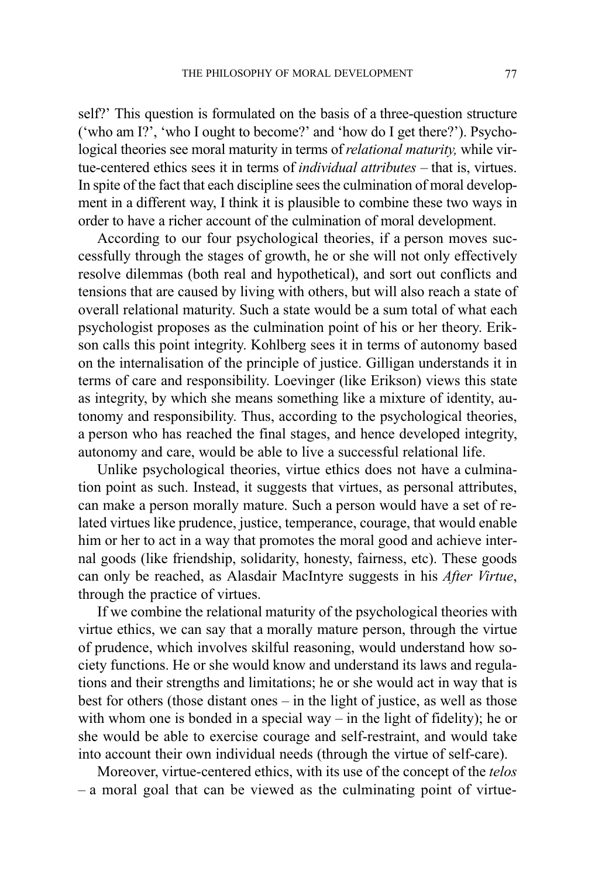self?' This question is formulated on the basis of a three-question structure ('who am I?', 'who I ought to become?' and 'how do I get there?'). Psychological theories see moral maturity in terms of *relational maturity,* while virtue-centered ethics sees it in terms of *individual attributes* – that is, virtues. In spite of the fact that each discipline sees the culmination of moral development in a different way, I think it is plausible to combine these two ways in order to have a richer account of the culmination of moral development.

According to our four psychological theories, if a person moves successfully through the stages of growth, he or she will not only effectively resolve dilemmas (both real and hypothetical), and sort out conflicts and tensions that are caused by living with others, but will also reach a state of overall relational maturity. Such a state would be a sum total of what each psychologist proposes as the culmination point of his or her theory. Erikson calls this point integrity. Kohlberg sees it in terms of autonomy based on the internalisation of the principle of justice. Gilligan understands it in terms of care and responsibility. Loevinger (like Erikson) views this state as integrity, by which she means something like a mixture of identity, autonomy and responsibility. Thus, according to the psychological theories, a person who has reached the final stages, and hence developed integrity, autonomy and care, would be able to live a successful relational life.

Unlike psychological theories, virtue ethics does not have a culmination point as such. Instead, it suggests that virtues, as personal attributes, can make a person morally mature. Such a person would have a set of related virtues like prudence, justice, temperance, courage, that would enable him or her to act in a way that promotes the moral good and achieve internal goods (like friendship, solidarity, honesty, fairness, etc). These goods can only be reached, as Alasdair MacIntyre suggests in his *After Virtue*, through the practice of virtues.

If we combine the relational maturity of the psychological theories with virtue ethics, we can say that a morally mature person, through the virtue of prudence, which involves skilful reasoning, would understand how society functions. He or she would know and understand its laws and regulations and their strengths and limitations; he or she would act in way that is best for others (those distant ones – in the light of justice, as well as those with whom one is bonded in a special way – in the light of fidelity); he or she would be able to exercise courage and self-restraint, and would take into account their own individual needs (through the virtue of self-care).

Moreover, virtue-centered ethics, with its use of the concept of the *telos* – a moral goal that can be viewed as the culminating point of virtue-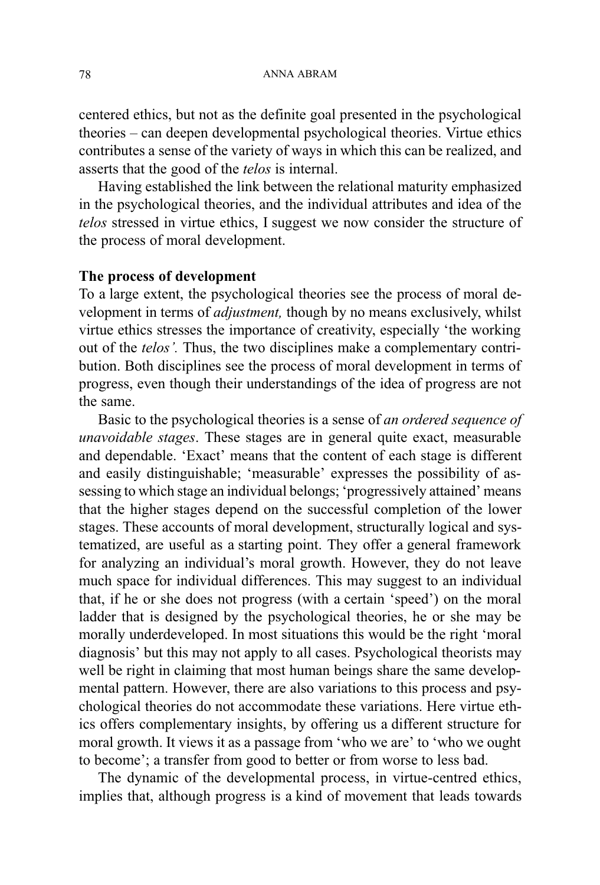centered ethics, but not as the definite goal presented in the psychological theories – can deepen developmental psychological theories. Virtue ethics contributes a sense of the variety of ways in which this can be realized, and asserts that the good of the *telos* is internal.

Having established the link between the relational maturity emphasized in the psychological theories, and the individual attributes and idea of the *telos* stressed in virtue ethics, I suggest we now consider the structure of the process of moral development.

**The process of development**

To a large extent, the psychological theories see the process of moral development in terms of *adjustment,* though by no means exclusively, whilst virtue ethics stresses the importance of creativity, especially 'the working out of the *telos'.* Thus, the two disciplines make a complementary contribution. Both disciplines see the process of moral development in terms of progress, even though their understandings of the idea of progress are not the same.

Basic to the psychological theories is a sense of *an ordered sequence of unavoidable stages*. These stages are in general quite exact, measurable and dependable. 'Exact' means that the content of each stage is different and easily distinguishable; 'measurable' expresses the possibility of assessing to which stage an individual belongs; 'progressively attained' means that the higher stages depend on the successful completion of the lower stages. These accounts of moral development, structurally logical and systematized, are useful as a starting point. They offer a general framework for analyzing an individual's moral growth. However, they do not leave much space for individual differences. This may suggest to an individual that, if he or she does not progress (with a certain 'speed') on the moral ladder that is designed by the psychological theories, he or she may be morally underdeveloped. In most situations this would be the right 'moral diagnosis' but this may not apply to all cases. Psychological theorists may well be right in claiming that most human beings share the same developmental pattern. However, there are also variations to this process and psychological theories do not accommodate these variations. Here virtue ethics offers complementary insights, by offering us a different structure for moral growth. It views it as a passage from 'who we are' to 'who we ought to become'; a transfer from good to better or from worse to less bad.

The dynamic of the developmental process, in virtue-centred ethics, implies that, although progress is a kind of movement that leads towards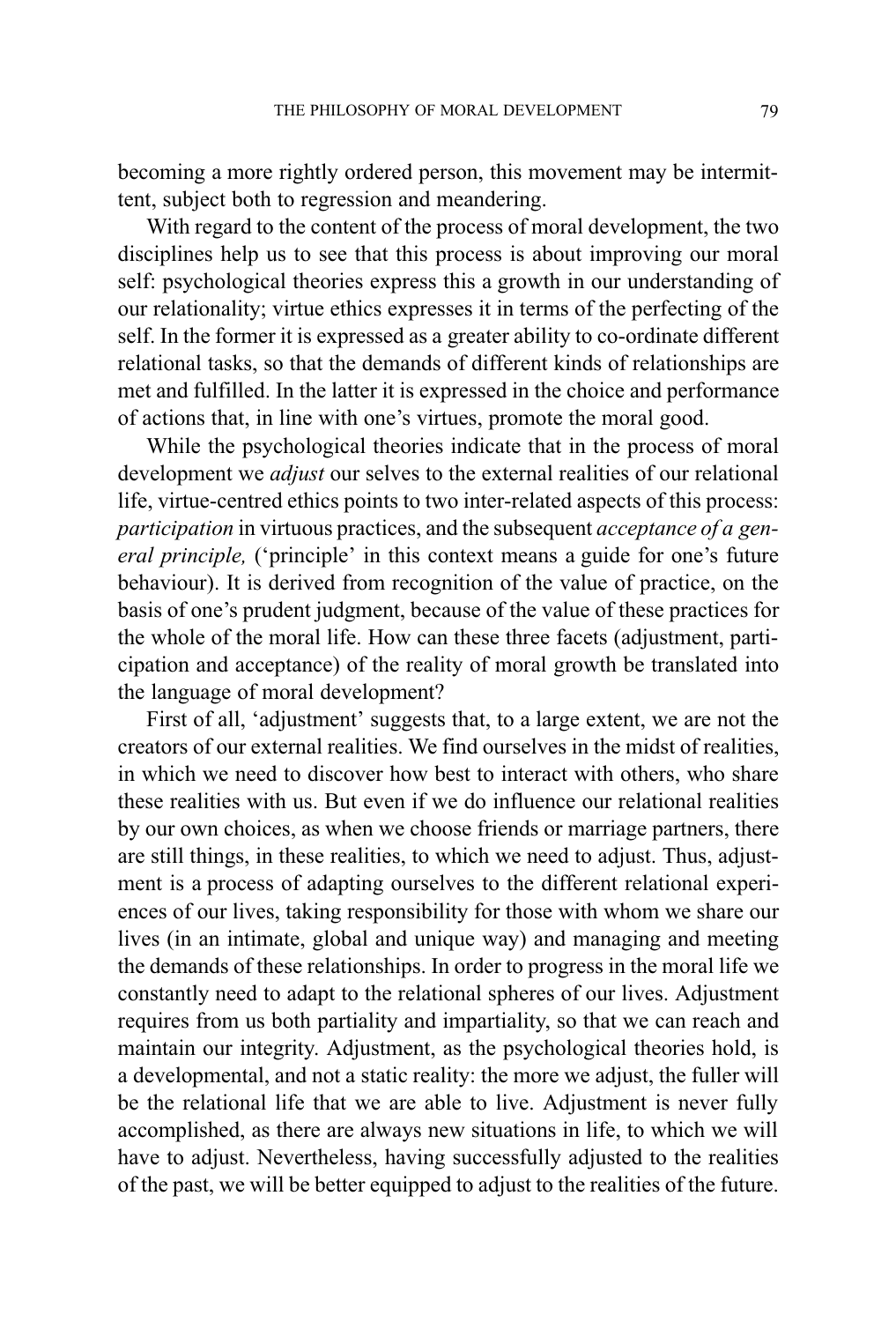becoming a more rightly ordered person, this movement may be intermittent, subject both to regression and meandering.

With regard to the content of the process of moral development, the two disciplines help us to see that this process is about improving our moral self: psychological theories express this a growth in our understanding of our relationality; virtue ethics expresses it in terms of the perfecting of the self. In the former it is expressed as a greater ability to co-ordinate different relational tasks, so that the demands of different kinds of relationships are met and fulfilled. In the latter it is expressed in the choice and performance of actions that, in line with one's virtues, promote the moral good.

While the psychological theories indicate that in the process of moral development we *adjust* our selves to the external realities of our relational life, virtue-centred ethics points to two inter-related aspects of this process: *participation* in virtuous practices, and the subsequent *acceptance of a general principle,* ('principle' in this context means a guide for one's future behaviour). It is derived from recognition of the value of practice, on the basis of one's prudent judgment, because of the value of these practices for the whole of the moral life. How can these three facets (adjustment, participation and acceptance) of the reality of moral growth be translated into the language of moral development?

First of all, 'adjustment' suggests that, to a large extent, we are not the creators of our external realities. We find ourselves in the midst of realities, in which we need to discover how best to interact with others, who share these realities with us. But even if we do influence our relational realities by our own choices, as when we choose friends or marriage partners, there are still things, in these realities, to which we need to adjust. Thus, adjustment is a process of adapting ourselves to the different relational experiences of our lives, taking responsibility for those with whom we share our lives (in an intimate, global and unique way) and managing and meeting the demands of these relationships. In order to progress in the moral life we constantly need to adapt to the relational spheres of our lives. Adjustment requires from us both partiality and impartiality, so that we can reach and maintain our integrity. Adjustment, as the psychological theories hold, is a developmental, and not a static reality: the more we adjust, the fuller will be the relational life that we are able to live. Adjustment is never fully accomplished, as there are always new situations in life, to which we will have to adjust. Nevertheless, having successfully adjusted to the realities of the past, we will be better equipped to adjust to the realities of the future.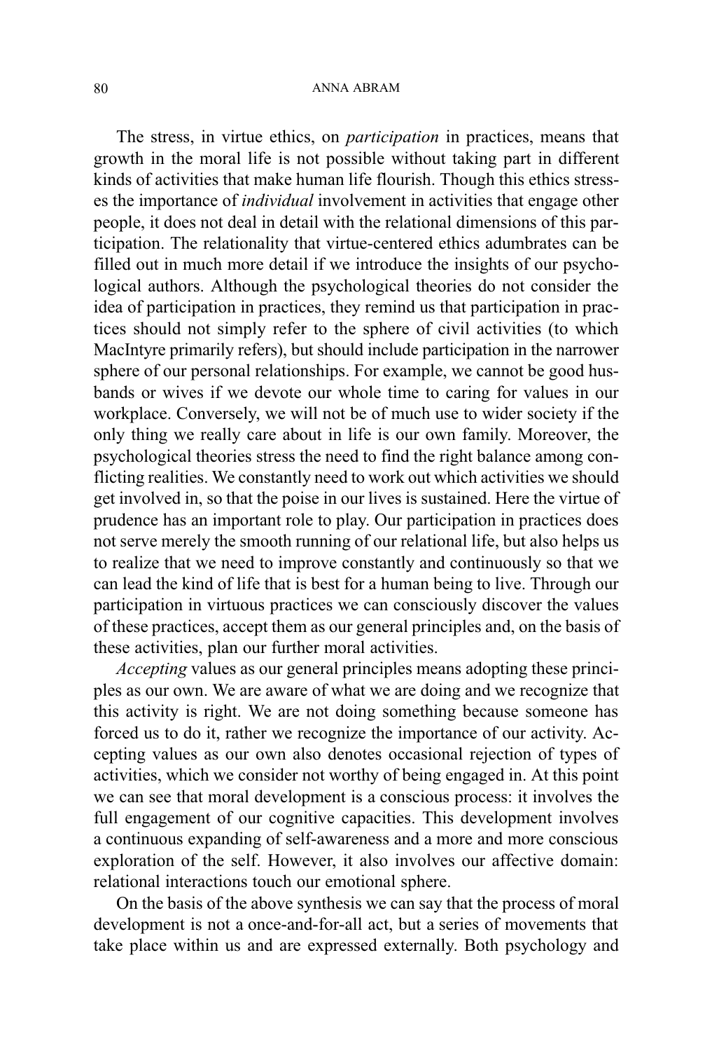The stress, in virtue ethics, on *participation* in practices, means that growth in the moral life is not possible without taking part in different kinds of activities that make human life flourish. Though this ethics stresses the importance of *individual* involvement in activities that engage other people, it does not deal in detail with the relational dimensions of this participation. The relationality that virtue-centered ethics adumbrates can be filled out in much more detail if we introduce the insights of our psychological authors. Although the psychological theories do not consider the idea of participation in practices, they remind us that participation in practices should not simply refer to the sphere of civil activities (to which MacIntyre primarily refers), but should include participation in the narrower sphere of our personal relationships. For example, we cannot be good husbands or wives if we devote our whole time to caring for values in our workplace. Conversely, we will not be of much use to wider society if the only thing we really care about in life is our own family. Moreover, the psychological theories stress the need to find the right balance among conflicting realities. We constantly need to work out which activities we should get involved in, so that the poise in our lives is sustained. Here the virtue of prudence has an important role to play. Our participation in practices does not serve merely the smooth running of our relational life, but also helps us to realize that we need to improve constantly and continuously so that we can lead the kind of life that is best for a human being to live. Through our participation in virtuous practices we can consciously discover the values of these practices, accept them as our general principles and, on the basis of these activities, plan our further moral activities.

*Accepting* values as our general principles means adopting these principles as our own. We are aware of what we are doing and we recognize that this activity is right. We are not doing something because someone has forced us to do it, rather we recognize the importance of our activity. Accepting values as our own also denotes occasional rejection of types of activities, which we consider not worthy of being engaged in. At this point we can see that moral development is a conscious process: it involves the full engagement of our cognitive capacities. This development involves a continuous expanding of self-awareness and a more and more conscious exploration of the self. However, it also involves our affective domain: relational interactions touch our emotional sphere.

On the basis of the above synthesis we can say that the process of moral development is not a once-and-for-all act, but a series of movements that take place within us and are expressed externally. Both psychology and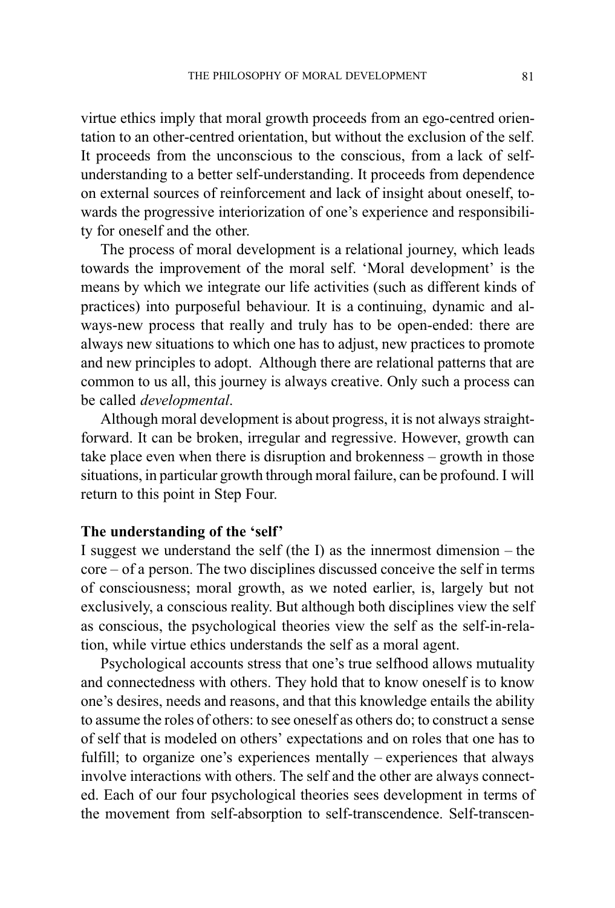virtue ethics imply that moral growth proceeds from an ego-centred orientation to an other-centred orientation, but without the exclusion of the self. It proceeds from the unconscious to the conscious, from a lack of self-understanding to a better self-understanding. It proceeds from dependence on external sources of reinforcement and lack of insight about oneself, towards the progressive interiorization of one's experience and responsibility for oneself and the other.

The process of moral development is a relational journey, which leads towards the improvement of the moral self. 'Moral development' is the means by which we integrate our life activities (such as different kinds of practices) into purposeful behaviour. It is a continuing, dynamic and always-new process that really and truly has to be open-ended: there are always new situations to which one has to adjust, new practices to promote and new principles to adopt. Although there are relational patterns that are common to us all, this journey is always creative. Only such a process can be called *developmental*.

Although moral development is about progress, it is not always straightforward. It can be broken, irregular and regressive. However, growth can take place even when there is disruption and brokenness – growth in those situations, in particular growth through moral failure, can be profound. I will return to this point in Step Four.

**The understanding of the 'self'**

I suggest we understand the self (the I) as the innermost dimension – the core – of a person. The two disciplines discussed conceive the self in terms of consciousness; moral growth, as we noted earlier, is, largely but not exclusively, a conscious reality. But although both disciplines view the self as conscious, the psychological theories view the self as the self-in-relation, while virtue ethics understands the self as a moral agent.

Psychological accounts stress that one's true selfhood allows mutuality and connectedness with others. They hold that to know oneself is to know one's desires, needs and reasons, and that this knowledge entails the ability to assume the roles of others: to see oneself as others do; to construct a sense of self that is modeled on others' expectations and on roles that one has to fulfill; to organize one's experiences mentally – experiences that always involve interactions with others. The self and the other are always connected. Each of our four psychological theories sees development in terms of the movement from self-absorption to self-transcendence. Self-transcen-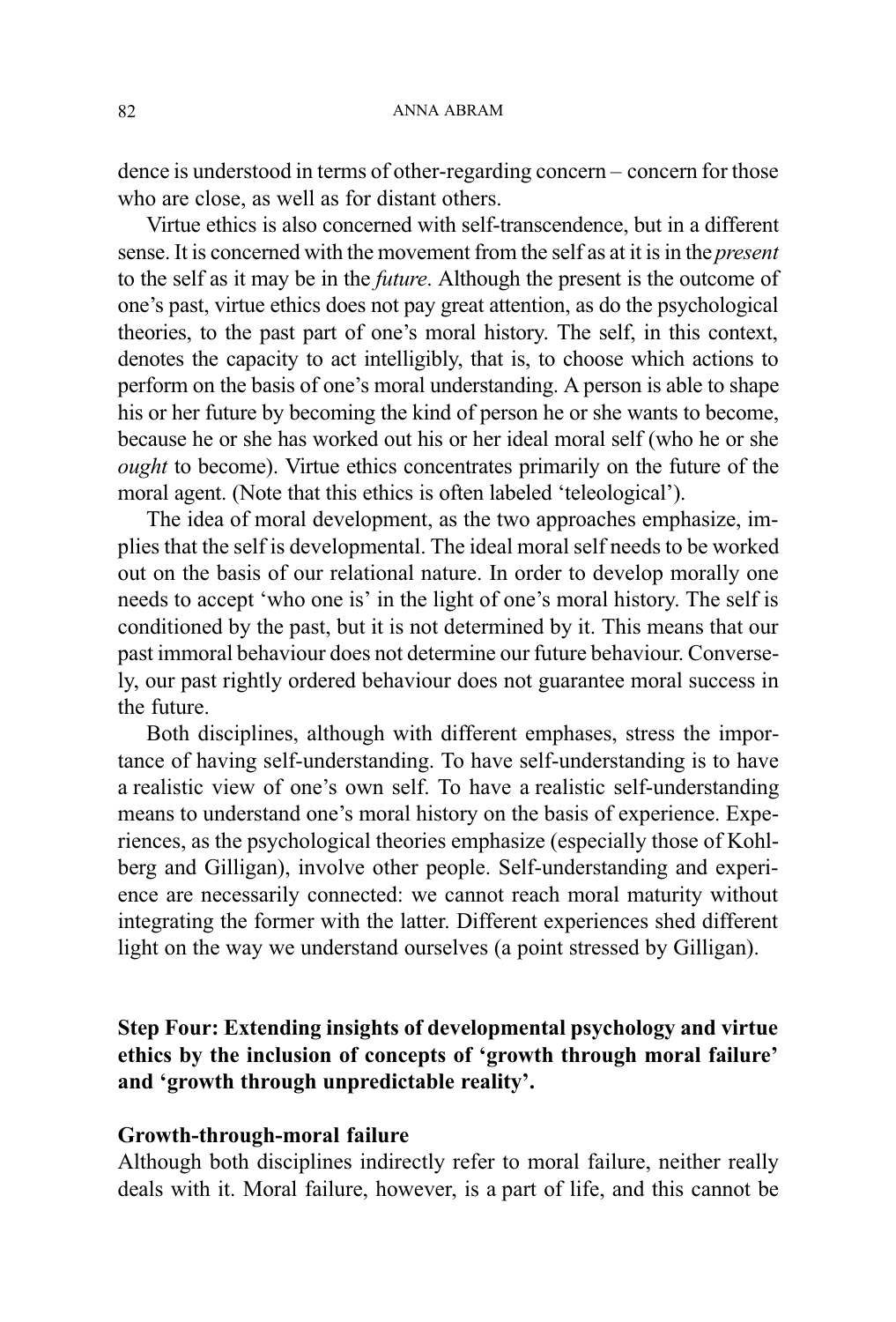dence is understood in terms of other-regarding concern – concern for those who are close, as well as for distant others.

Virtue ethics is also concerned with self-transcendence, but in a different sense. It is concerned with the movement from the self as at it is in the *present* to the self as it may be in the *future*. Although the present is the outcome of one's past, virtue ethics does not pay great attention, as do the psychological theories, to the past part of one's moral history. The self, in this context, denotes the capacity to act intelligibly, that is, to choose which actions to perform on the basis of one's moral understanding. A person is able to shape his or her future by becoming the kind of person he or she wants to become, because he or she has worked out his or her ideal moral self (who he or she *ought* to become). Virtue ethics concentrates primarily on the future of the moral agent. (Note that this ethics is often labeled 'teleological').

The idea of moral development, as the two approaches emphasize, implies that the self is developmental. The ideal moral self needs to be worked out on the basis of our relational nature. In order to develop morally one needs to accept 'who one is' in the light of one's moral history. The self is conditioned by the past, but it is not determined by it. This means that our past immoral behaviour does not determine our future behaviour. Conversely, our past rightly ordered behaviour does not guarantee moral success in the future.

Both disciplines, although with different emphases, stress the importance of having self-understanding. To have self-understanding is to have a realistic view of one's own self. To have a realistic self-understanding means to understand one's moral history on the basis of experience. Experiences, as the psychological theories emphasize (especially those of Kohlberg and Gilligan), involve other people. Self-understanding and experience are necessarily connected: we cannot reach moral maturity without integrating the former with the latter. Different experiences shed different light on the way we understand ourselves (a point stressed by Gilligan).

## Step Four: Extending insights of developmental psychology and virtue ethics by the inclusion of concepts of 'growth through moral failure' and 'growth through unpredictable reality'.

### Growth-through-moral failure

Although both disciplines indirectly refer to moral failure, neither really deals with it. Moral failure, however, is a part of life, and this cannot be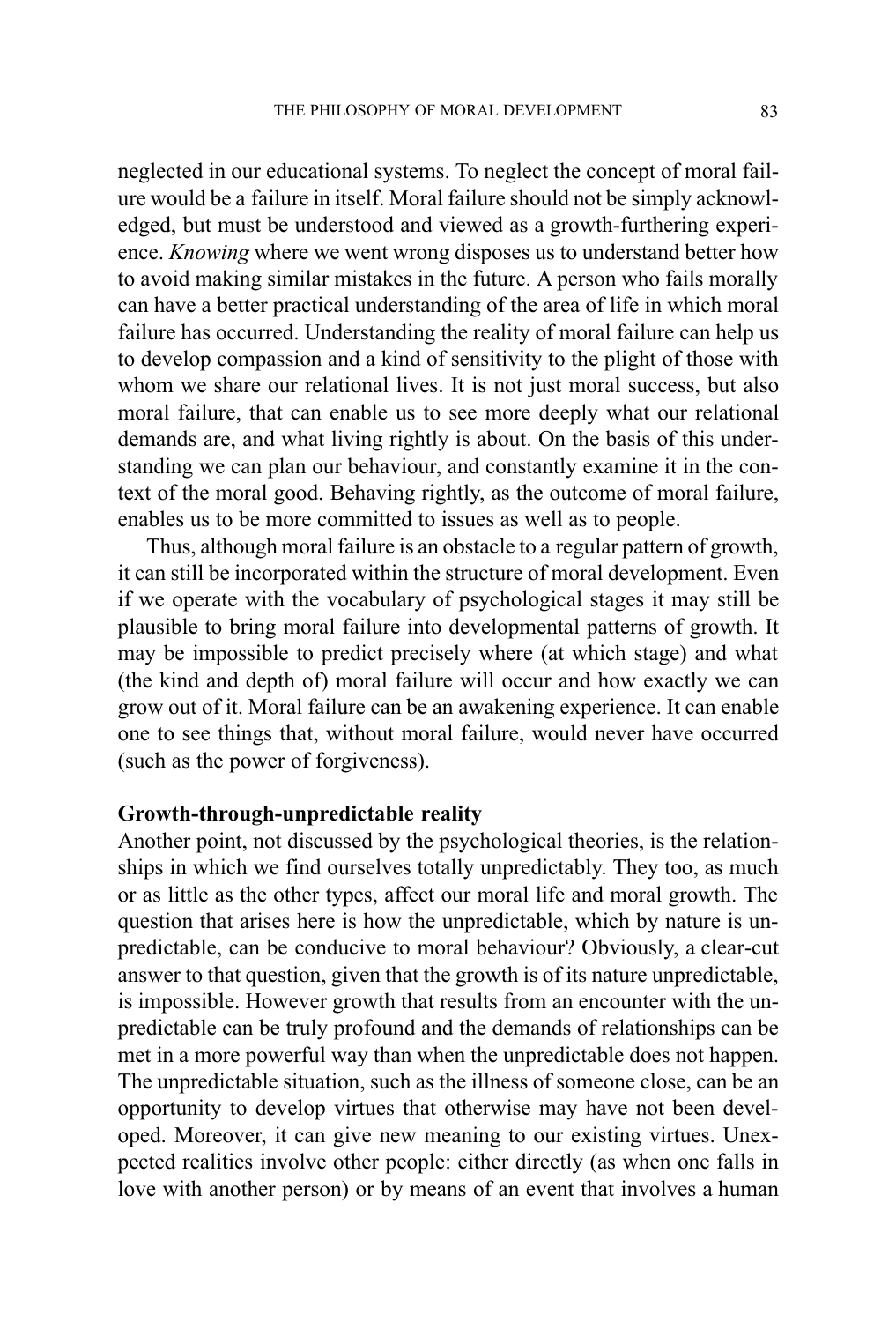neglected in our educational systems. To neglect the concept of moral failure would be a failure in itself. Moral failure should not be simply acknowledged, but must be understood and viewed as a growth-furthering experience. *Knowing* where we went wrong disposes us to understand better how to avoid making similar mistakes in the future. A person who fails morally can have a better practical understanding of the area of life in which moral failure has occurred. Understanding the reality of moral failure can help us to develop compassion and a kind of sensitivity to the plight of those with whom we share our relational lives. It is not just moral success, but also moral failure, that can enable us to see more deeply what our relational demands are, and what living rightly is about. On the basis of this understanding we can plan our behaviour, and constantly examine it in the context of the moral good. Behaving rightly, as the outcome of moral failure, enables us to be more committed to issues as well as to people.

Thus, although moral failure is an obstacle to a regular pattern of growth, it can still be incorporated within the structure of moral development. Even if we operate with the vocabulary of psychological stages it may still be plausible to bring moral failure into developmental patterns of growth. It may be impossible to predict precisely where (at which stage) and what (the kind and depth of) moral failure will occur and how exactly we can grow out of it. Moral failure can be an awakening experience. It can enable one to see things that, without moral failure, would never have occurred (such as the power of forgiveness).

**Growth-through-unpredictable reality**

Another point, not discussed by the psychological theories, is the relationships in which we find ourselves totally unpredictably. They too, as much or as little as the other types, affect our moral life and moral growth. The question that arises here is how the unpredictable, which by nature is unpredictable, can be conducive to moral behaviour? Obviously, a clear-cut answer to that question, given that the growth is of its nature unpredictable, is impossible. However growth that results from an encounter with the unpredictable can be truly profound and the demands of relationships can be met in a more powerful way than when the unpredictable does not happen. The unpredictable situation, such as the illness of someone close, can be an opportunity to develop virtues that otherwise may have not been developed. Moreover, it can give new meaning to our existing virtues. Unexpected realities involve other people: either directly (as when one falls in love with another person) or by means of an event that involves a human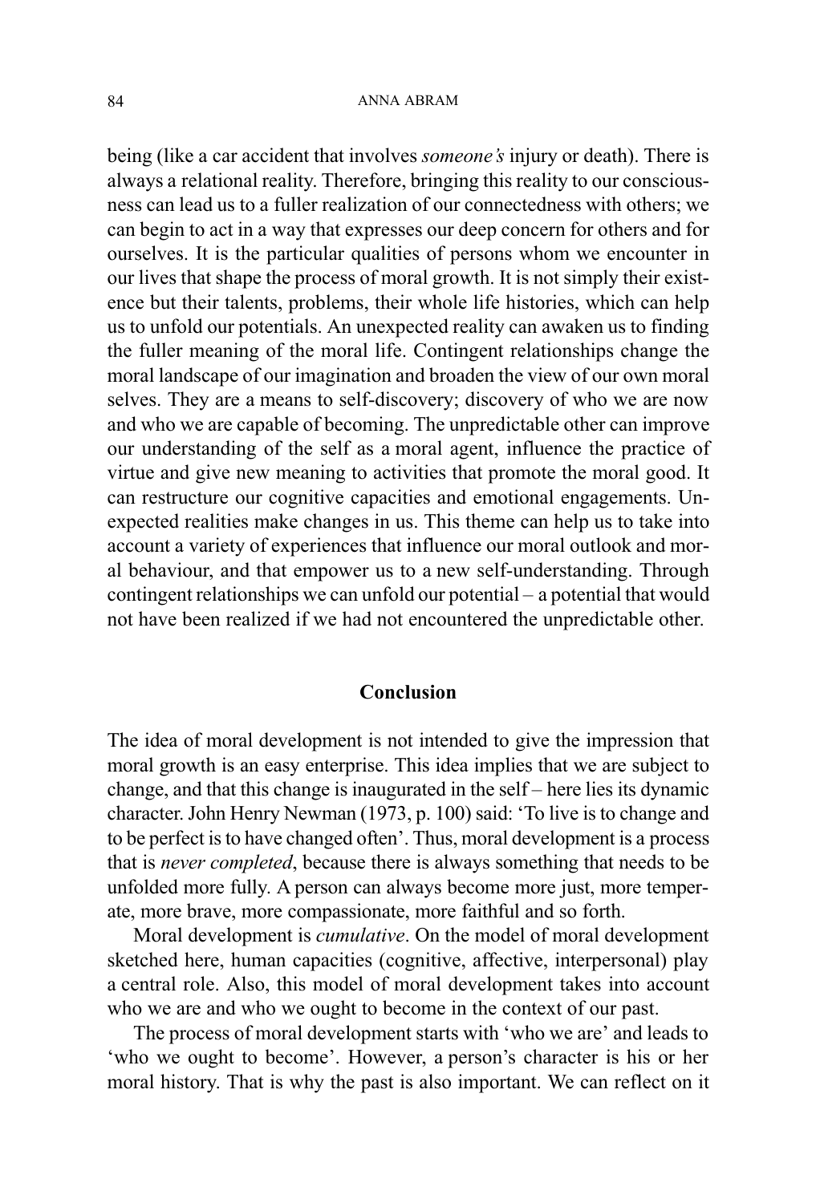being (like a car accident that involves *someone's* injury or death). There is always a relational reality. Therefore, bringing this reality to our consciousness can lead us to a fuller realization of our connectedness with others; we can begin to act in a way that expresses our deep concern for others and for ourselves. It is the particular qualities of persons whom we encounter in our lives that shape the process of moral growth. It is not simply their existence but their talents, problems, their whole life histories, which can help us to unfold our potentials. An unexpected reality can awaken us to finding the fuller meaning of the moral life. Contingent relationships change the moral landscape of our imagination and broaden the view of our own moral selves. They are a means to self-discovery; discovery of who we are now and who we are capable of becoming. The unpredictable other can improve our understanding of the self as a moral agent, influence the practice of virtue and give new meaning to activities that promote the moral good. It can restructure our cognitive capacities and emotional engagements. Unexpected realities make changes in us. This theme can help us to take into account a variety of experiences that influence our moral outlook and moral behaviour, and that empower us to a new self-understanding. Through contingent relationships we can unfold our potential – a potential that would not have been realized if we had not encountered the unpredictable other.

## Conclusion

The idea of moral development is not intended to give the impression that moral growth is an easy enterprise. This idea implies that we are subject to change, and that this change is inaugurated in the self – here lies its dynamic character. John Henry Newman (1973, p. 100) said: 'To live is to change and to be perfect is to have changed often'. Thus, moral development is a process that is *never completed*, because there is always something that needs to be unfolded more fully. A person can always become more just, more temperate, more brave, more compassionate, more faithful and so forth.

Moral development is *cumulative*. On the model of moral development sketched here, human capacities (cognitive, affective, interpersonal) play a central role. Also, this model of moral development takes into account who we are and who we ought to become in the context of our past.

The process of moral development starts with 'who we are' and leads to 'who we ought to become'. However, a person's character is his or her moral history. That is why the past is also important. We can reflect on it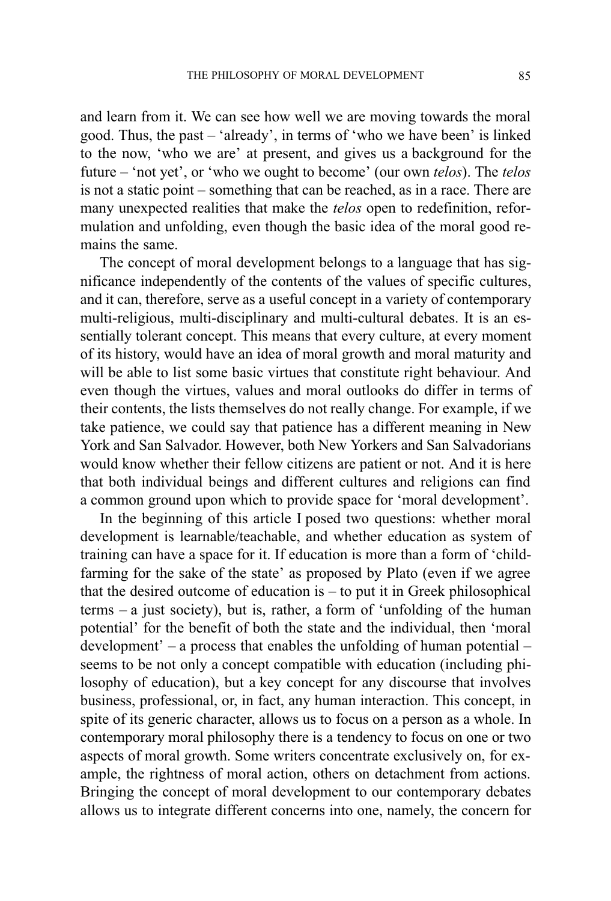and learn from it. We can see how well we are moving towards the moral good. Thus, the past – 'already', in terms of 'who we have been' is linked to the now, 'who we are' at present, and gives us a background for the future – 'not yet', or 'who we ought to become' (our own *telos*). The *telos* is not a static point – something that can be reached, as in a race. There are many unexpected realities that make the *telos* open to redefinition, reformulation and unfolding, even though the basic idea of the moral good remains the same.

The concept of moral development belongs to a language that has significance independently of the contents of the values of specific cultures, and it can, therefore, serve as a useful concept in a variety of contemporary multi-religious, multi-disciplinary and multi-cultural debates. It is an essentially tolerant concept. This means that every culture, at every moment of its history, would have an idea of moral growth and moral maturity and will be able to list some basic virtues that constitute right behaviour. And even though the virtues, values and moral outlooks do differ in terms of their contents, the lists themselves do not really change. For example, if we take patience, we could say that patience has a different meaning in New York and San Salvador. However, both New Yorkers and San Salvadorians would know whether their fellow citizens are patient or not. And it is here that both individual beings and different cultures and religions can find a common ground upon which to provide space for 'moral development'.

In the beginning of this article I posed two questions: whether moral development is learnable/teachable, and whether education as system of training can have a space for it. If education is more than a form of 'child-farming for the sake of the state' as proposed by Plato (even if we agree that the desired outcome of education is – to put it in Greek philosophical terms – a just society), but is, rather, a form of 'unfolding of the human potential' for the benefit of both the state and the individual, then 'moral development' – a process that enables the unfolding of human potential – seems to be not only a concept compatible with education (including philosophy of education), but a key concept for any discourse that involves business, professional, or, in fact, any human interaction. This concept, in spite of its generic character, allows us to focus on a person as a whole. In contemporary moral philosophy there is a tendency to focus on one or two aspects of moral growth. Some writers concentrate exclusively on, for example, the rightness of moral action, others on detachment from actions. Bringing the concept of moral development to our contemporary debates allows us to integrate different concerns into one, namely, the concern for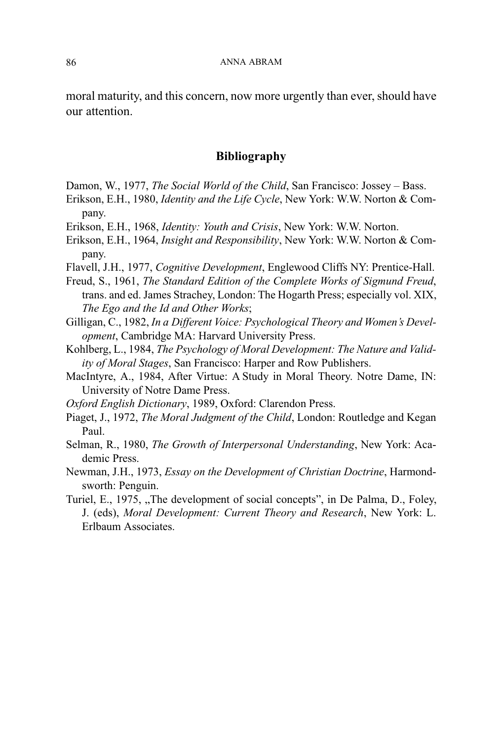moral maturity, and this concern, now more urgently than ever, should have our attention.

## Bibliography

Damon, W., 1977, *The Social World of the Child*, San Francisco: Jossey – Bass.

Erikson, E.H., 1980, *Identity and the Life Cycle*, New York: W.W. Norton & Company.

Erikson, E.H., 1968, *Identity: Youth and Crisis*, New York: W.W. Norton.

Erikson, E.H., 1964, *Insight and Responsibility*, New York: W.W. Norton & Company.

Flavell, J.H., 1977, *Cognitive Development*, Englewood Cliffs NY: Prentice-Hall.

Freud, S., 1961, *The Standard Edition of the Complete Works of Sigmund Freud*, trans. and ed. James Strachey, London: The Hogarth Press; especially vol. XIX, *The Ego and the Id and Other Works*;

Gilligan, C., 1982, *In a Different Voice: Psychological Theory and Women's Development*, Cambridge MA: Harvard University Press.

Kohlberg, L., 1984, *The Psychology of Moral Development: The Nature and Validity of Moral Stages*, San Francisco: Harper and Row Publishers.

MacIntyre, A., 1984, After Virtue: A Study in Moral Theory. Notre Dame, IN: University of Notre Dame Press.

*Oxford English Dictionary*, 1989, Oxford: Clarendon Press.

Piaget, J., 1972, *The Moral Judgment of the Child*, London: Routledge and Kegan Paul.

Selman, R., 1980, *The Growth of Interpersonal Understanding*, New York: Academic Press.

Newman, J.H., 1973, *Essay on the Development of Christian Doctrine*, Harmondsworth: Penguin.

Turiel, E., 1975, „The development of social concepts", in De Palma, D., Foley, J. (eds), *Moral Development: Current Theory and Research*, New York: L. Erlbaum Associates.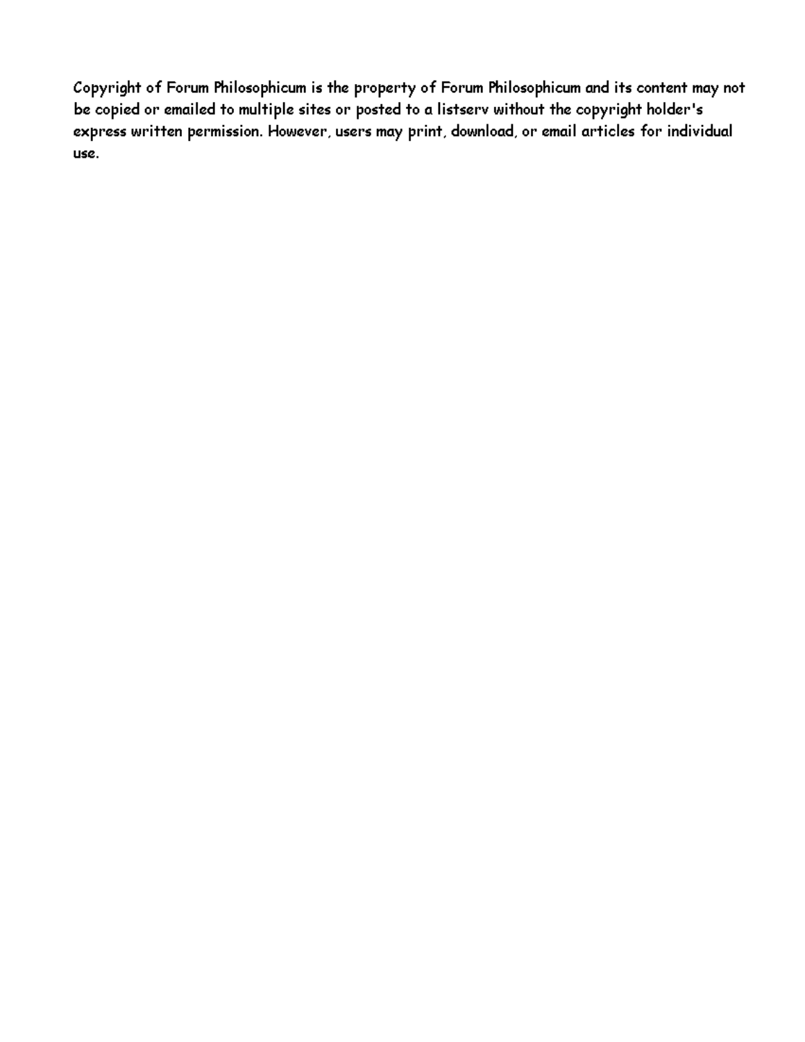Copyright of Forum Philosophicum is the property of Forum Philosophicum and its content may not be copied or emailed to multiple sites or posted to a listserv without the copyright holder's express written permission. However, users may print, download, or email articles for individual use.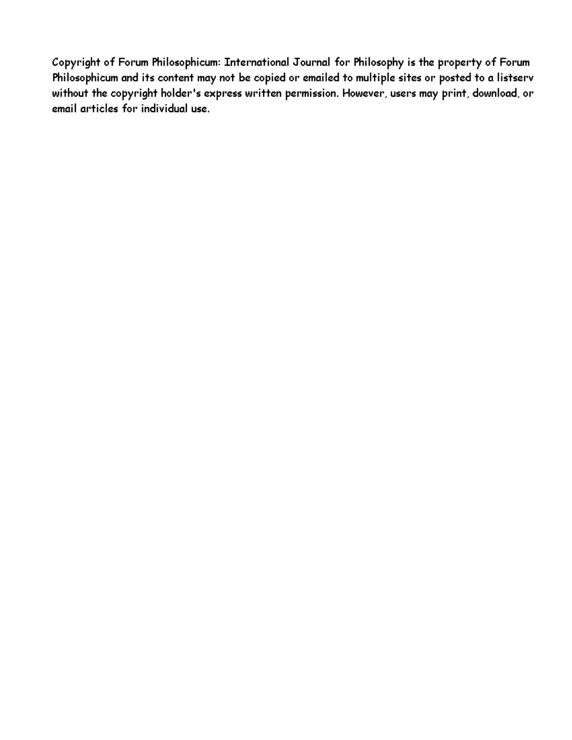Copyright of Forum Philosophicum: International Journal for Philosophy is the property of Forum Philosophicum and its content may not be copied or emailed to multiple sites or posted to a listserv without the copyright holder's express written permission. However, users may print, download, or email articles for individual use.